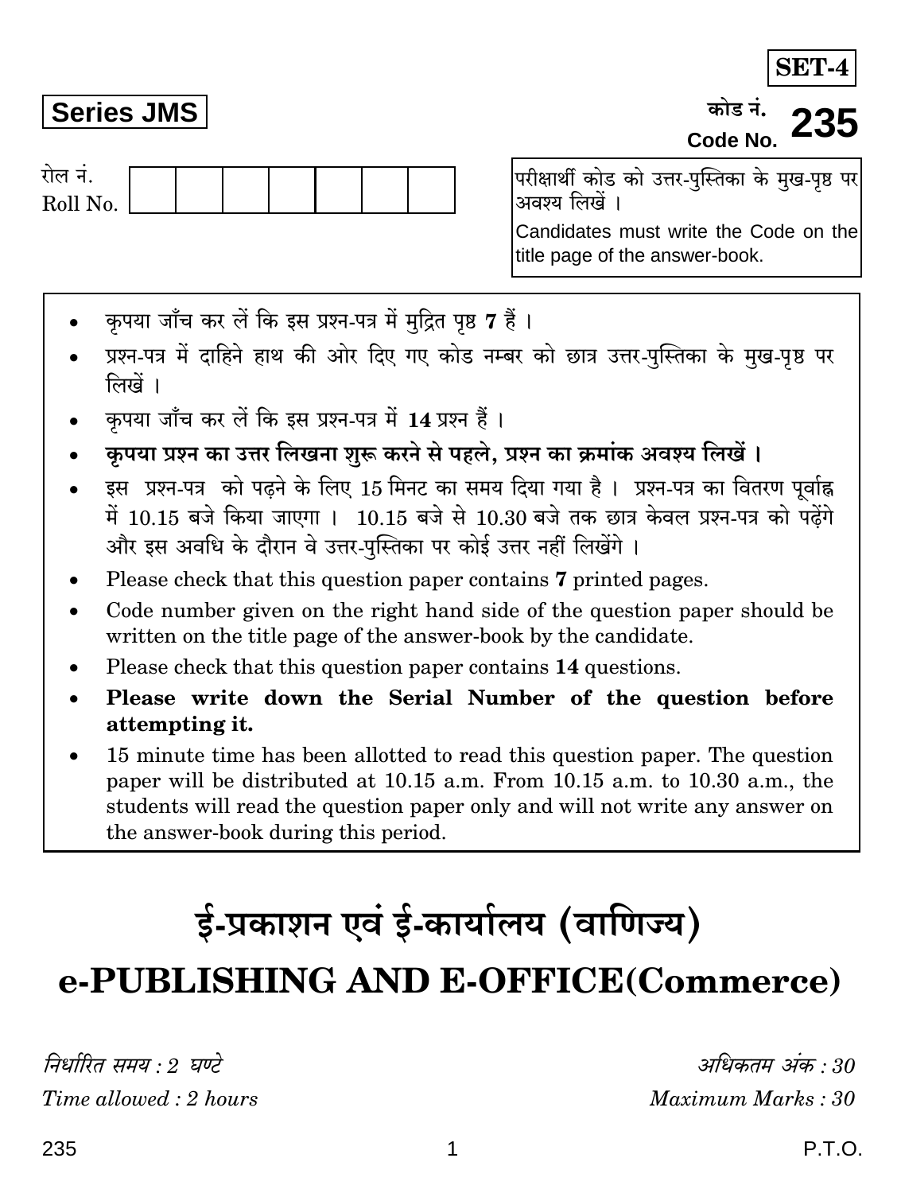**SET-4**

**Series JMS**

कोड नं.
Code No. **235**

रोल नं.
Roll No. | | | | | | | |

परीक्षार्थी कोड को उत्तर-पुस्तिका के मुख-पृष्ठ पर अवश्य लिखें ।

Candidates must write the Code on the title page of the answer-book.

- कृपया जाँच कर लें कि इस प्रश्न-पत्र में मुद्रित पृष्ठ **7** हैं ।
- प्रश्न-पत्र में दाहिने हाथ की ओर दिए गए कोड नम्बर को छात्र उत्तर-पुस्तिका के मुख-पृष्ठ पर लिखें ।
- कृपया जाँच कर लें कि इस प्रश्न-पत्र में **14** प्रश्न हैं ।
- **कृपया प्रश्न का उत्तर लिखना शुरू करने से पहले, प्रश्न का क्रमांक अवश्य लिखें ।**
- इस प्रश्न-पत्र को पढ़ने के लिए 15 मिनट का समय दिया गया है । प्रश्न-पत्र का वितरण पूर्वाह्न में 10.15 बजे किया जाएगा । 10.15 बजे से 10.30 बजे तक छात्र केवल प्रश्न-पत्र को पढ़ेंगे और इस अवधि के दौरान वे उत्तर-पुस्तिका पर कोई उत्तर नहीं लिखेंगे ।
- Please check that this question paper contains **7** printed pages.
- Code number given on the right hand side of the question paper should be written on the title page of the answer-book by the candidate.
- Please check that this question paper contains **14** questions.
- **Please write down the Serial Number of the question before attempting it.**
- 15 minute time has been allotted to read this question paper. The question paper will be distributed at 10.15 a.m. From 10.15 a.m. to 10.30 a.m., the students will read the question paper only and will not write any answer on the answer-book during this period.

# ई-प्रकाशन एवं ई-कार्यालय (वाणिज्य)

# e-PUBLISHING AND E-OFFICE(Commerce)

*निर्धारित समय : 2 घण्टे* | *अधिकतम अंक : 30*

*Time allowed : 2 hours* | *Maximum Marks : 30*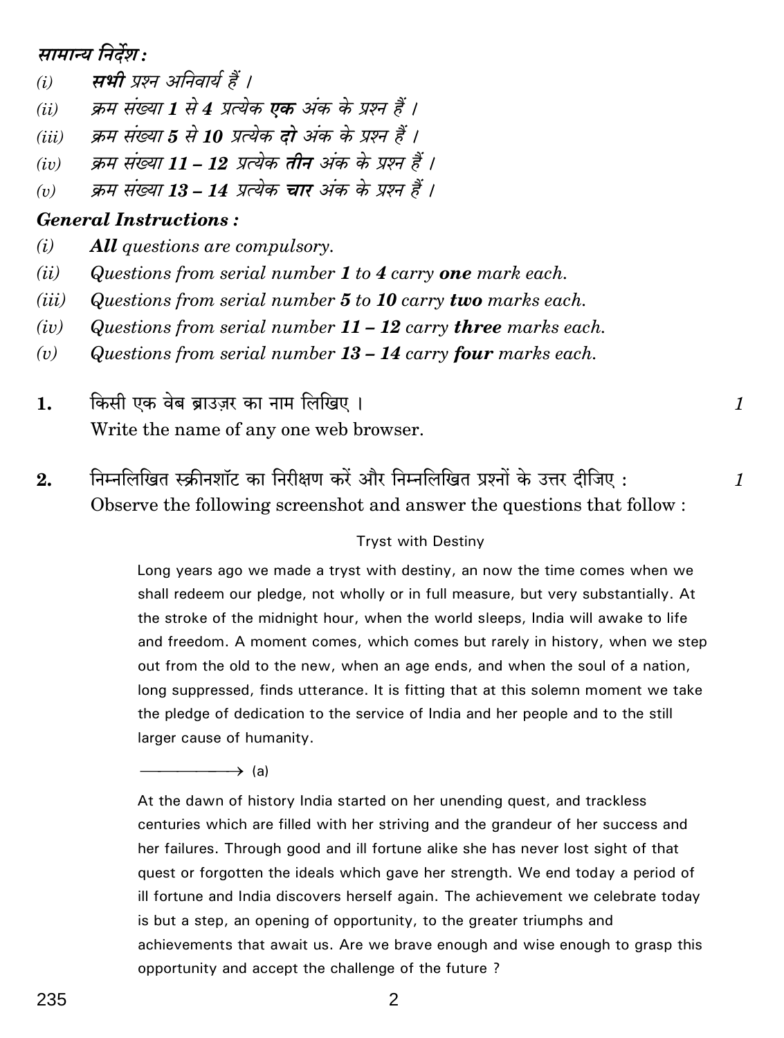**सामान्य निर्देश :**

*(i)* ***सभी*** *प्रश्न अनिवार्य हैं ।*

*(ii)* *क्रम संख्या* ***1*** *से* ***4*** *प्रत्येक* ***एक*** *अंक के प्रश्न हैं ।*

*(iii)* *क्रम संख्या* ***5*** *से* ***10*** *प्रत्येक* ***दो*** *अंक के प्रश्न हैं ।*

*(iv)* *क्रम संख्या* ***11 – 12*** *प्रत्येक* ***तीन*** *अंक के प्रश्न हैं ।*

*(v)* *क्रम संख्या* ***13 – 14*** *प्रत्येक* ***चार*** *अंक के प्रश्न हैं ।*

***General Instructions :***

*(i)* ***All*** *questions are compulsory.*

*(ii)* *Questions from serial number* ***1*** *to* ***4*** *carry* ***one*** *mark each.*

*(iii)* *Questions from serial number* ***5*** *to* ***10*** *carry* ***two*** *marks each.*

*(iv)* *Questions from serial number* ***11 – 12*** *carry* ***three*** *marks each.*

*(v)* *Questions from serial number* ***13 – 14*** *carry* ***four*** *marks each.*

**1.** किसी एक वेब ब्राउज़र का नाम लिखिए । *1*

Write the name of any one web browser.

**2.** निम्नलिखित स्क्रीनशॉट का निरीक्षण करें और निम्नलिखित प्रश्नों के उत्तर दीजिए : *1*

Observe the following screenshot and answer the questions that follow :

Tryst with Destiny

Long years ago we made a tryst with destiny, an now the time comes when we shall redeem our pledge, not wholly or in full measure, but very substantially. At the stroke of the midnight hour, when the world sleeps, India will awake to life and freedom. A moment comes, which comes but rarely in history, when we step out from the old to the new, when an age ends, and when the soul of a nation, long suppressed, finds utterance. It is fitting that at this solemn moment we take the pledge of dedication to the service of India and her people and to the still larger cause of humanity.

————→ (a)

At the dawn of history India started on her unending quest, and trackless centuries which are filled with her striving and the grandeur of her success and her failures. Through good and ill fortune alike she has never lost sight of that quest or forgotten the ideals which gave her strength. We end today a period of ill fortune and India discovers herself again. The achievement we celebrate today is but a step, an opening of opportunity, to the greater triumphs and achievements that await us. Are we brave enough and wise enough to grasp this opportunity and accept the challenge of the future ?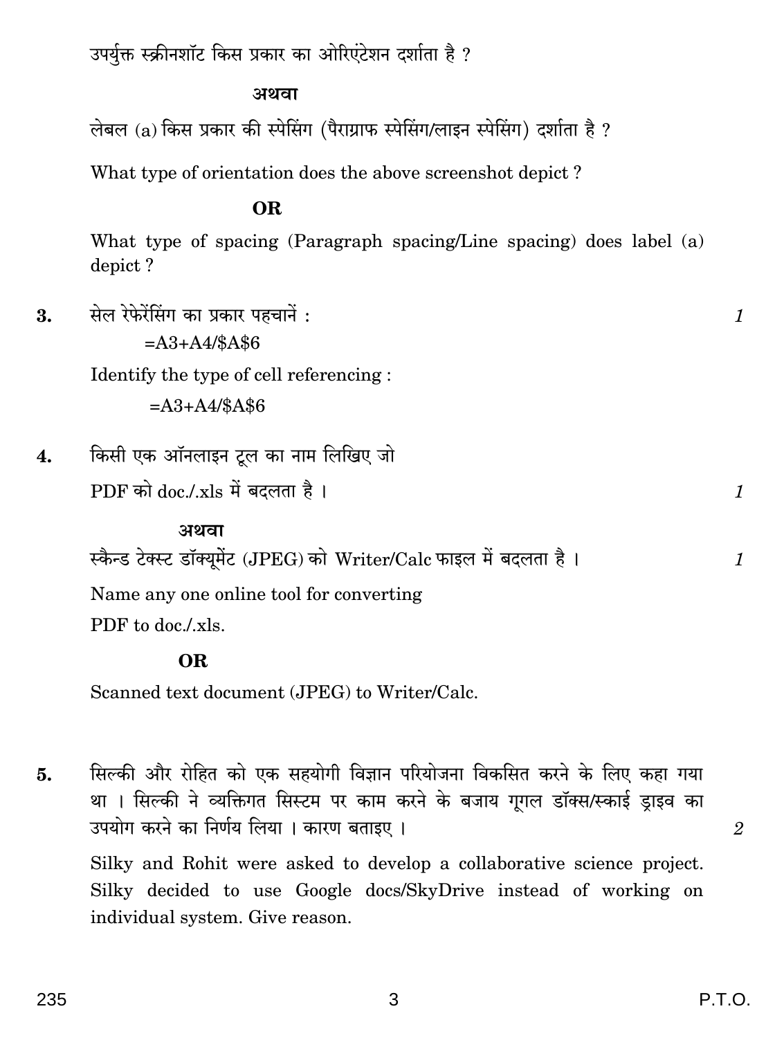उपर्युक्त स्क्रीनशॉट किस प्रकार का ओरिएंटेशन दर्शाता है ?

**अथवा**

लेबल (a) किस प्रकार की स्पेसिंग (पैराग्राफ स्पेसिंग/लाइन स्पेसिंग) दर्शाता है ?

What type of orientation does the above screenshot depict ?

**OR**

What type of spacing (Paragraph spacing/Line spacing) does label (a) depict ?

**3.** सेल रेफेरेंसिंग का प्रकार पहचानें : *1*

=A3+A4/$A$6

Identify the type of cell referencing :

=A3+A4/$A$6

**4.** किसी एक ऑनलाइन टूल का नाम लिखिए जो

PDF को doc./.xls में बदलता है । *1*

**अथवा**

स्कैन्ड टेक्स्ट डॉक्यूमेंट (JPEG) को Writer/Calc फाइल में बदलता है । *1*

Name any one online tool for converting

PDF to doc./.xls.

**OR**

Scanned text document (JPEG) to Writer/Calc.

**5.** सिल्की और रोहित को एक सहयोगी विज्ञान परियोजना विकसित करने के लिए कहा गया था । सिल्की ने व्यक्तिगत सिस्टम पर काम करने के बजाय गूगल डॉक्स/स्काई ड्राइव का उपयोग करने का निर्णय लिया । कारण बताइए । *2*

Silky and Rohit were asked to develop a collaborative science project. Silky decided to use Google docs/SkyDrive instead of working on individual system. Give reason.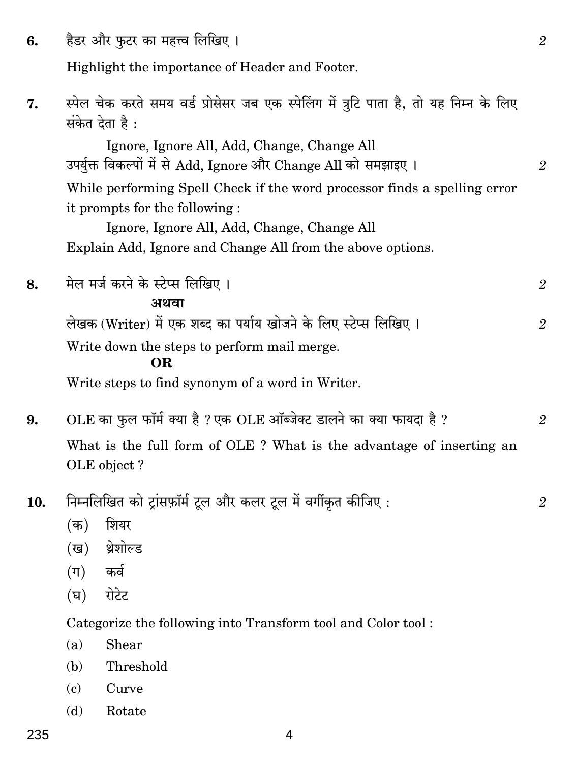6. हैडर और फुटर का महत्त्व लिखिए । *2*

Highlight the importance of Header and Footer.

7. स्पेल चेक करते समय वर्ड प्रोसेसर जब एक स्पेलिंग में त्रुटि पाता है, तो यह निम्न के लिए संकेत देता है :

    Ignore, Ignore All, Add, Change, Change All

उपर्युक्त विकल्पों में से Add, Ignore और Change All को समझाइए । *2*

While performing Spell Check if the word processor finds a spelling error it prompts for the following :

    Ignore, Ignore All, Add, Change, Change All

Explain Add, Ignore and Change All from the above options.

8. मेल मर्ज करने के स्टेप्स लिखिए । *2*

**अथवा**

लेखक (Writer) में एक शब्द का पर्याय खोजने के लिए स्टेप्स लिखिए । *2*

Write down the steps to perform mail merge.

**OR**

Write steps to find synonym of a word in Writer.

9. OLE का फुल फॉर्म क्या है ? एक OLE ऑब्जेक्ट डालने का क्या फायदा है ? *2*

What is the full form of OLE ? What is the advantage of inserting an OLE object ?

10. निम्नलिखित को ट्रांसफ़ॉर्म टूल और कलर टूल में वर्गीकृत कीजिए : *2*

(क) शियर

(ख) थ्रेशोल्ड

(ग) कर्व

(घ) रोटेट

Categorize the following into Transform tool and Color tool :

(a) Shear

(b) Threshold

(c) Curve

(d) Rotate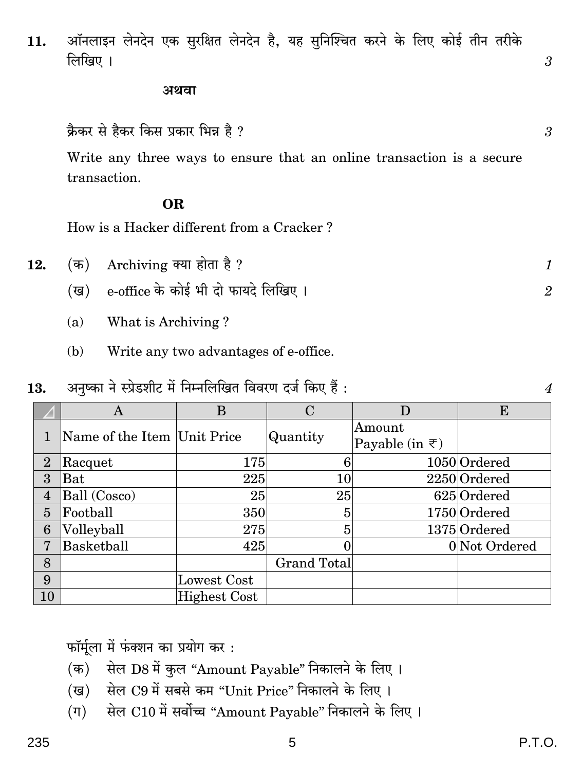11. ऑनलाइन लेनदेन एक सुरक्षित लेनदेन है, यह सुनिश्चित करने के लिए कोई तीन तरीके लिखिए । 3

**अथवा**

क्रैकर से हैकर किस प्रकार भिन्न है ? 3

Write any three ways to ensure that an online transaction is a secure transaction.

**OR**

How is a Hacker different from a Cracker ?

12. (क) Archiving क्या होता है ? 1

(ख) e-office के कोई भी दो फायदे लिखिए । 2

(a) What is Archiving ?

(b) Write any two advantages of e-office.

13. अनुष्का ने स्प्रेडशीट में निम्नलिखित विवरण दर्ज किए हैं : 4

| | A | B | C | D | E |
|---|---|---|---|---|---|
| 1 | Name of the Item | Unit Price | Quantity | Amount Payable (in ₹) | |
| 2 | Racquet | 175 | 6 | 1050 | Ordered |
| 3 | Bat | 225 | 10 | 2250 | Ordered |
| 4 | Ball (Cosco) | 25 | 25 | 625 | Ordered |
| 5 | Football | 350 | 5 | 1750 | Ordered |
| 6 | Volleyball | 275 | 5 | 1375 | Ordered |
| 7 | Basketball | 425 | 0 | 0 | Not Ordered |
| 8 | | | Grand Total | | |
| 9 | | Lowest Cost | | | |
| 10 | | Highest Cost | | | |

फॉर्मूला में फंक्शन का प्रयोग कर :

(क) सेल D8 में कुल "Amount Payable" निकालने के लिए ।

(ख) सेल C9 में सबसे कम "Unit Price" निकालने के लिए ।

(ग) सेल C10 में सर्वोच्च "Amount Payable" निकालने के लिए ।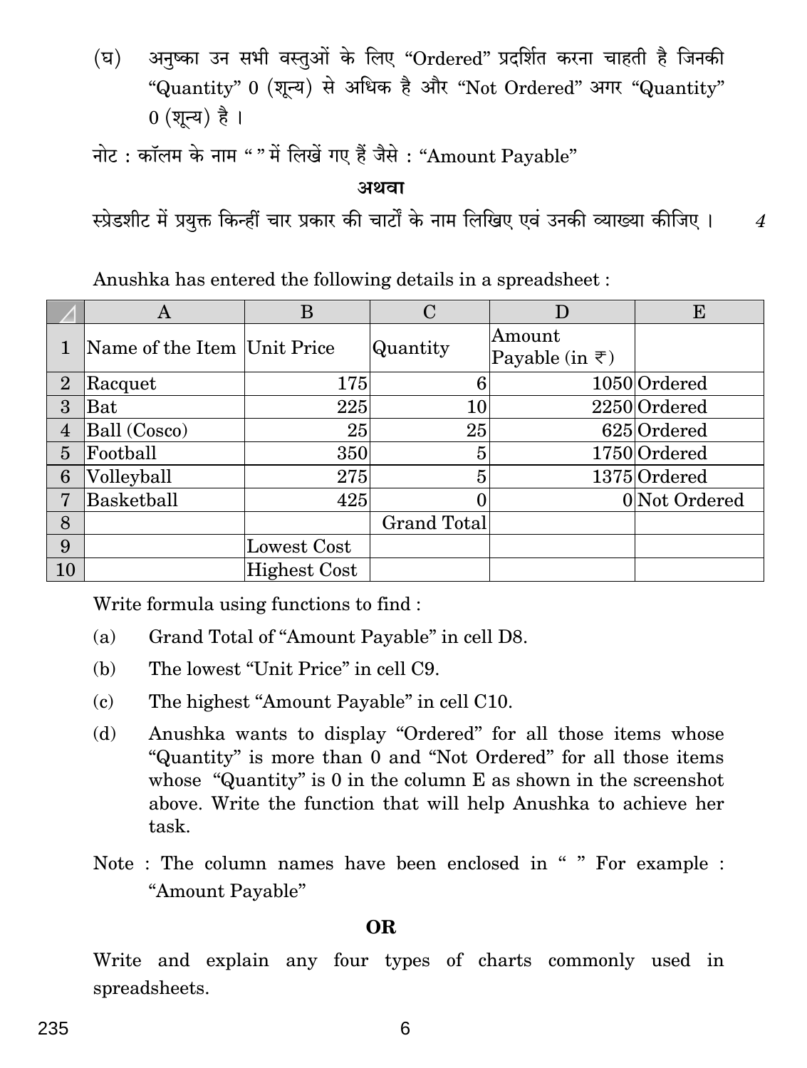(घ) अनुष्का उन सभी वस्तुओं के लिए "Ordered" प्रदर्शित करना चाहती है जिनकी "Quantity" 0 (शून्य) से अधिक है और "Not Ordered" अगर "Quantity" 0 (शून्य) है ।

नोट : कॉलम के नाम " " में लिखें गए हैं जैसे : "Amount Payable"

**अथवा**

स्प्रेडशीट में प्रयुक्त किन्हीं चार प्रकार की चार्टों के नाम लिखिए एवं उनकी व्याख्या कीजिए । *4*

Anushka has entered the following details in a spreadsheet :

| | A | B | C | D | E |
|---|---|---|---|---|---|
| 1 | Name of the Item | Unit Price | Quantity | Amount Payable (in ₹) | |
| 2 | Racquet | 175 | 6 | 1050 | Ordered |
| 3 | Bat | 225 | 10 | 2250 | Ordered |
| 4 | Ball (Cosco) | 25 | 25 | 625 | Ordered |
| 5 | Football | 350 | 5 | 1750 | Ordered |
| 6 | Volleyball | 275 | 5 | 1375 | Ordered |
| 7 | Basketball | 425 | 0 | 0 | Not Ordered |
| 8 | | | Grand Total | | |
| 9 | | Lowest Cost | | | |
| 10 | | Highest Cost | | | |

Write formula using functions to find :

(a) Grand Total of "Amount Payable" in cell D8.

(b) The lowest "Unit Price" in cell C9.

(c) The highest "Amount Payable" in cell C10.

(d) Anushka wants to display "Ordered" for all those items whose "Quantity" is more than 0 and "Not Ordered" for all those items whose "Quantity" is 0 in the column E as shown in the screenshot above. Write the function that will help Anushka to achieve her task.

Note : The column names have been enclosed in " " For example : "Amount Payable"

**OR**

Write and explain any four types of charts commonly used in spreadsheets.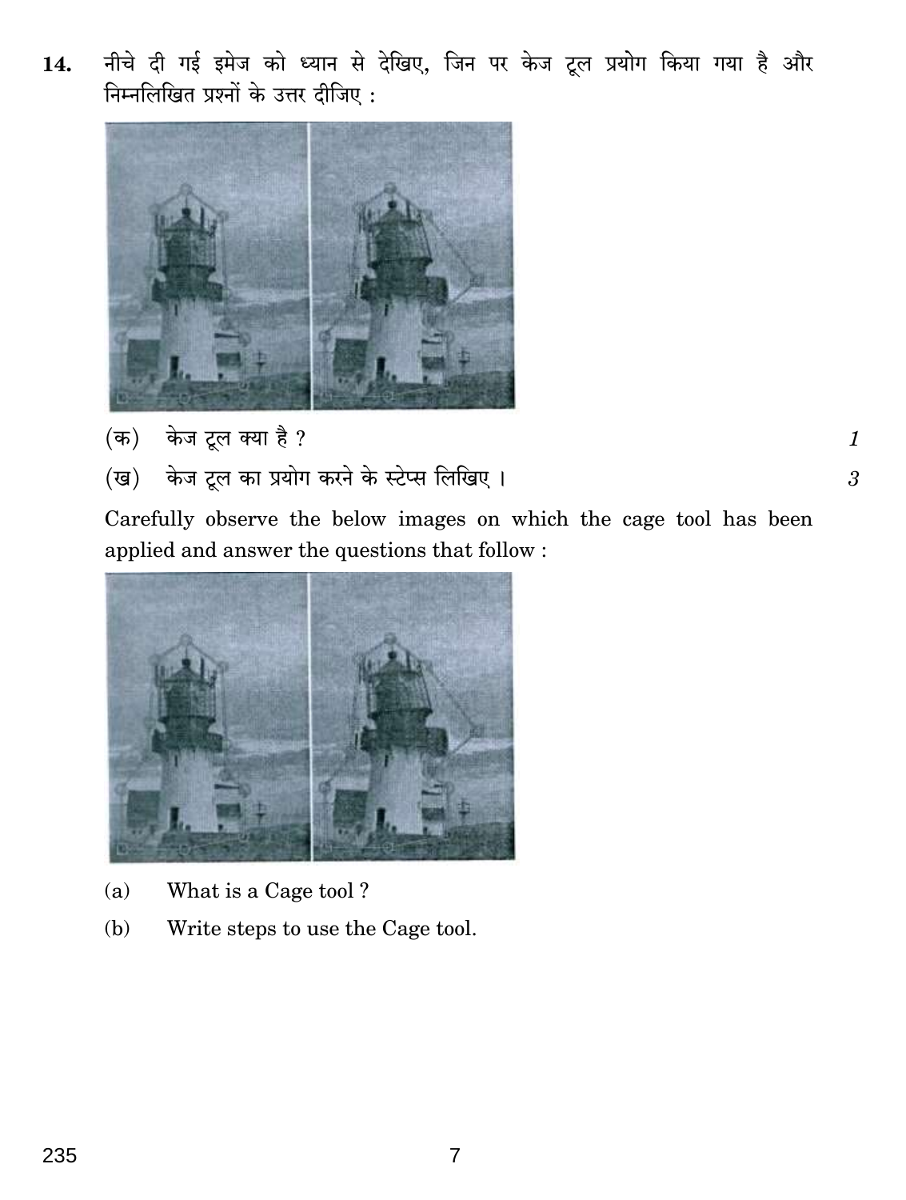14. नीचे दी गई इमेज को ध्यान से देखिए, जिन पर केज टूल प्रयोग किया गया है और निम्नलिखित प्रश्नों के उत्तर दीजिए :

(क) केज टूल क्या है ? *1*

(ख) केज टूल का प्रयोग करने के स्टेप्स लिखिए । *3*

Carefully observe the below images on which the cage tool has been applied and answer the questions that follow :

(a) What is a Cage tool ?

(b) Write steps to use the Cage tool.